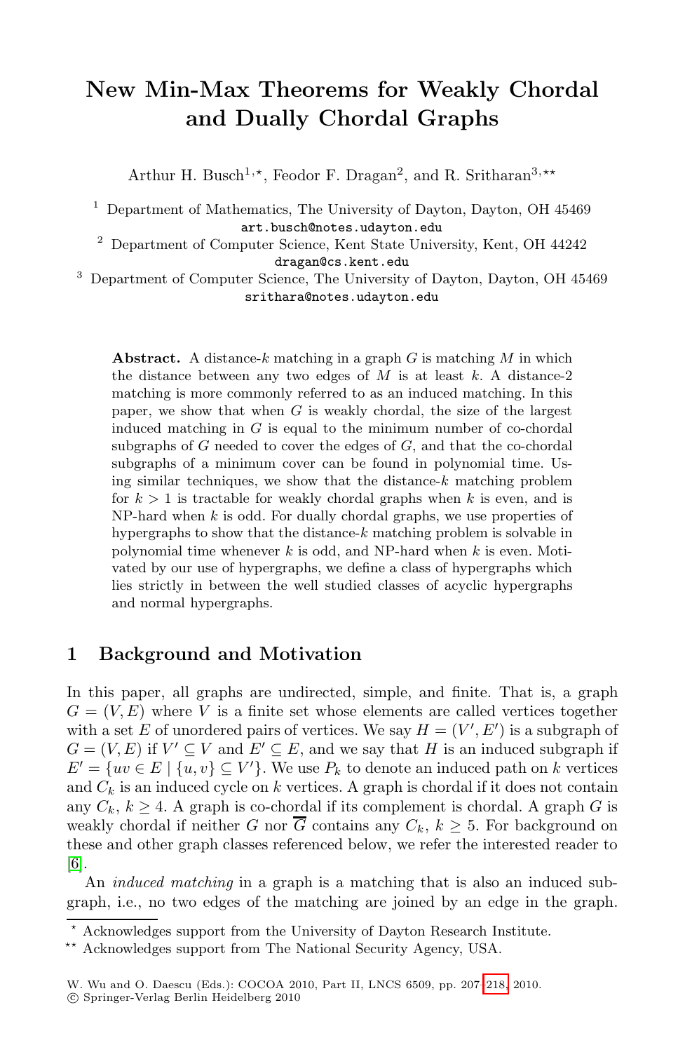# New Min-Max Theorems for Weakly Chordal and Dually Chordal Graphs

Arthur H. Busch[1,⋆], Feodor F. Dragan[2], and R. Sritharan[3,⋆⋆]

[1] Department of Mathematics, The University of Dayton, Dayton, OH 45469
art.busch@notes.udayton.edu

[2] Department of Computer Science, Kent State University, Kent, OH 44242
dragan@cs.kent.edu

[3] Department of Computer Science, The University of Dayton, Dayton, OH 45469
srithara@notes.udayton.edu

**Abstract.** A distance-$k$ matching in a graph $G$ is matching $M$ in which the distance between any two edges of $M$ is at least $k$. A distance-2 matching is more commonly referred to as an induced matching. In this paper, we show that when $G$ is weakly chordal, the size of the largest induced matching in $G$ is equal to the minimum number of co-chordal subgraphs of $G$ needed to cover the edges of $G$, and that the co-chordal subgraphs of a minimum cover can be found in polynomial time. Using similar techniques, we show that the distance-$k$ matching problem for $k > 1$ is tractable for weakly chordal graphs when $k$ is even, and is NP-hard when $k$ is odd. For dually chordal graphs, we use properties of hypergraphs to show that the distance-$k$ matching problem is solvable in polynomial time whenever $k$ is odd, and NP-hard when $k$ is even. Motivated by our use of hypergraphs, we define a class of hypergraphs which lies strictly in between the well studied classes of acyclic hypergraphs and normal hypergraphs.

## 1 Background and Motivation

In this paper, all graphs are undirected, simple, and finite. That is, a graph $G = (V, E)$ where $V$ is a finite set whose elements are called vertices together with a set $E$ of unordered pairs of vertices. We say $H = (V', E')$ is a subgraph of $G = (V, E)$ if $V' \subseteq V$ and $E' \subseteq E$, and we say that $H$ is an induced subgraph if $E' = \{uv \in E \mid \{u, v\} \subseteq V'\}$. We use $P_k$ to denote an induced path on $k$ vertices and $C_k$ is an induced cycle on $k$ vertices. A graph is chordal if it does not contain any $C_k$, $k \geq 4$. A graph is co-chordal if its complement is chordal. A graph $G$ is weakly chordal if neither $G$ nor $\overline{G}$ contains any $C_k$, $k \geq 5$. For background on these and other graph classes referenced below, we refer the interested reader to [6].

An *induced matching* in a graph is a matching that is also an induced subgraph, i.e., no two edges of the matching are joined by an edge in the graph.

---

⋆ Acknowledges support from the University of Dayton Research Institute.

⋆⋆ Acknowledges support from The National Security Agency, USA.

W. Wu and O. Daescu (Eds.): COCOA 2010, Part II, LNCS 6509, pp. 207–218, 2010.
© Springer-Verlag Berlin Heidelberg 2010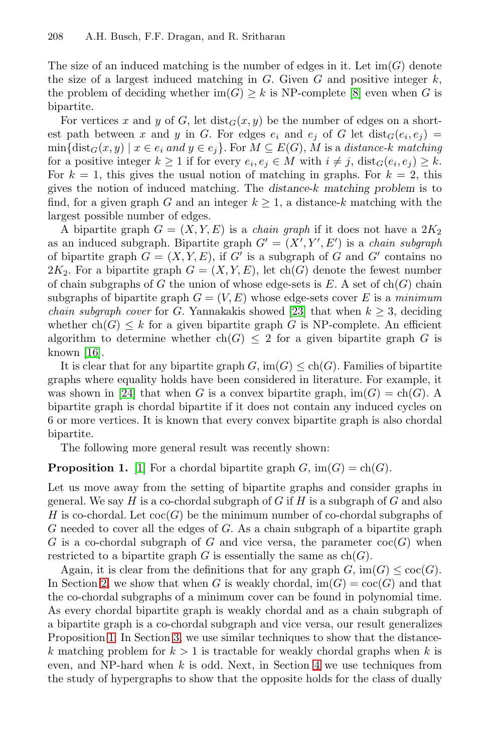The size of an induced matching is the number of edges in it. Let $\mathrm{im}(G)$ denote the size of a largest induced matching in $G$. Given $G$ and positive integer $k$, the problem of deciding whether $\mathrm{im}(G) \geq k$ is NP-complete [8] even when $G$ is bipartite.

For vertices $x$ and $y$ of $G$, let $\mathrm{dist}_G(x, y)$ be the number of edges on a shortest path between $x$ and $y$ in $G$. For edges $e_i$ and $e_j$ of $G$ let $\mathrm{dist}_G(e_i, e_j) = \min\{\mathrm{dist}_G(x, y) \mid x \in e_i \text{ and } y \in e_j\}$. For $M \subseteq E(G)$, $M$ is a *distance-$k$ matching* for a positive integer $k \geq 1$ if for every $e_i, e_j \in M$ with $i \neq j$, $\mathrm{dist}_G(e_i, e_j) \geq k$. For $k = 1$, this gives the usual notion of matching in graphs. For $k = 2$, this gives the notion of induced matching. The *distance-$k$ matching problem* is to find, for a given graph $G$ and an integer $k \geq 1$, a distance-$k$ matching with the largest possible number of edges.

A bipartite graph $G = (X, Y, E)$ is a *chain graph* if it does not have a $2K_2$ as an induced subgraph. Bipartite graph $G' = (X', Y', E')$ is a *chain subgraph* of bipartite graph $G = (X, Y, E)$, if $G'$ is a subgraph of $G$ and $G'$ contains no $2K_2$. For a bipartite graph $G = (X, Y, E)$, let $\mathrm{ch}(G)$ denote the fewest number of chain subgraphs of $G$ the union of whose edge-sets is $E$. A set of $\mathrm{ch}(G)$ chain subgraphs of bipartite graph $G = (V, E)$ whose edge-sets cover $E$ is a *minimum chain subgraph cover* for $G$. Yannakakis showed [23] that when $k \geq 3$, deciding whether $\mathrm{ch}(G) \leq k$ for a given bipartite graph $G$ is NP-complete. An efficient algorithm to determine whether $\mathrm{ch}(G) \leq 2$ for a given bipartite graph $G$ is known [16].

It is clear that for any bipartite graph $G$, $\mathrm{im}(G) \leq \mathrm{ch}(G)$. Families of bipartite graphs where equality holds have been considered in literature. For example, it was shown in [24] that when $G$ is a convex bipartite graph, $\mathrm{im}(G) = \mathrm{ch}(G)$. A bipartite graph is chordal bipartite if it does not contain any induced cycles on 6 or more vertices. It is known that every convex bipartite graph is also chordal bipartite.

The following more general result was recently shown:

**Proposition 1.** [1] For a chordal bipartite graph $G$, $\mathrm{im}(G) = \mathrm{ch}(G)$.

Let us move away from the setting of bipartite graphs and consider graphs in general. We say $H$ is a co-chordal subgraph of $G$ if $H$ is a subgraph of $G$ and also $H$ is co-chordal. Let $\mathrm{coc}(G)$ be the minimum number of co-chordal subgraphs of $G$ needed to cover all the edges of $G$. As a chain subgraph of a bipartite graph $G$ is a co-chordal subgraph of $G$ and vice versa, the parameter $\mathrm{coc}(G)$ when restricted to a bipartite graph $G$ is essentially the same as $\mathrm{ch}(G)$.

Again, it is clear from the definitions that for any graph $G$, $\mathrm{im}(G) \leq \mathrm{coc}(G)$. In Section 2, we show that when $G$ is weakly chordal, $\mathrm{im}(G) = \mathrm{coc}(G)$ and that the co-chordal subgraphs of a minimum cover can be found in polynomial time. As every chordal bipartite graph is weakly chordal and as a chain subgraph of a bipartite graph is a co-chordal subgraph and vice versa, our result generalizes Proposition 1. In Section 3, we use similar techniques to show that the distance-$k$ matching problem for $k > 1$ is tractable for weakly chordal graphs when $k$ is even, and NP-hard when $k$ is odd. Next, in Section 4 we use techniques from the study of hypergraphs to show that the opposite holds for the class of dually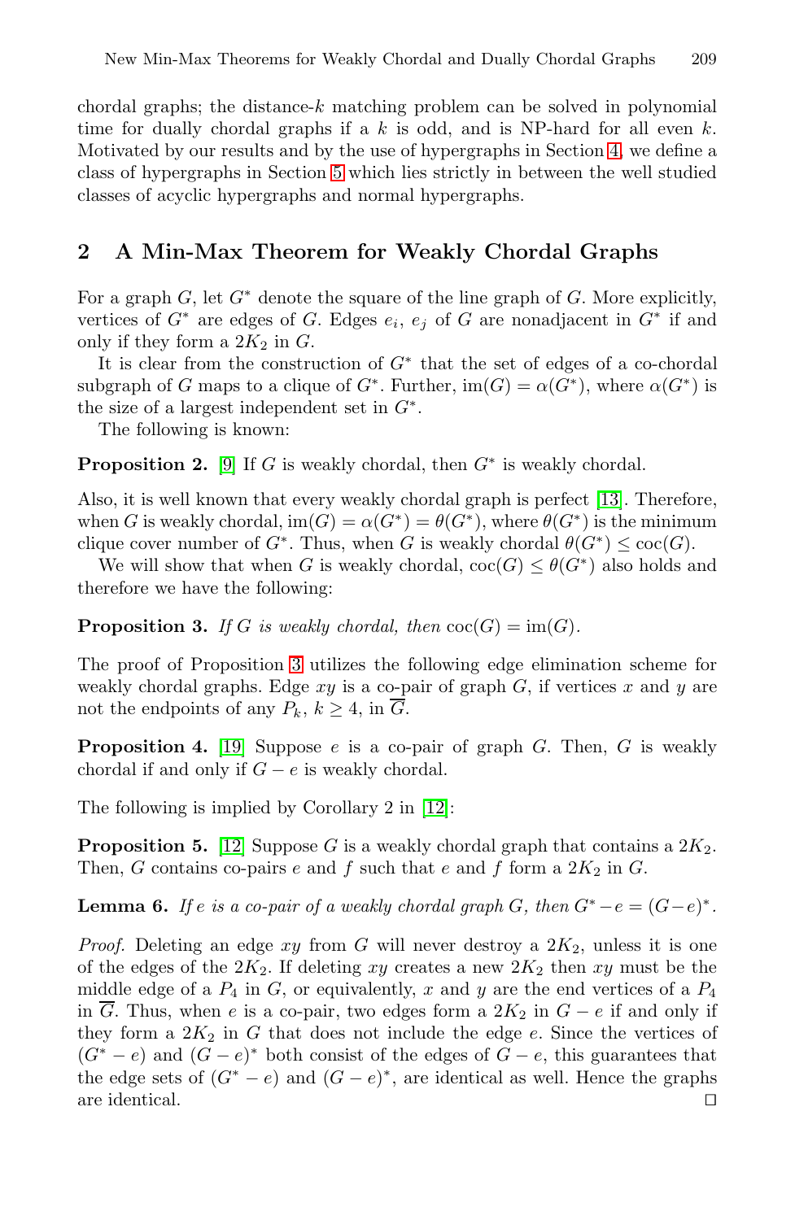chordal graphs; the distance-$k$ matching problem can be solved in polynomial time for dually chordal graphs if a $k$ is odd, and is NP-hard for all even $k$. Motivated by our results and by the use of hypergraphs in Section 4, we define a class of hypergraphs in Section 5 which lies strictly in between the well studied classes of acyclic hypergraphs and normal hypergraphs.

## 2 A Min-Max Theorem for Weakly Chordal Graphs

For a graph $G$, let $G^*$ denote the square of the line graph of $G$. More explicitly, vertices of $G^*$ are edges of $G$. Edges $e_i$, $e_j$ of $G$ are nonadjacent in $G^*$ if and only if they form a $2K_2$ in $G$.

It is clear from the construction of $G^*$ that the set of edges of a co-chordal subgraph of $G$ maps to a clique of $G^*$. Further, $\text{im}(G) = \alpha(G^*)$, where $\alpha(G^*)$ is the size of a largest independent set in $G^*$.

The following is known:

**Proposition 2.** [9] If $G$ is weakly chordal, then $G^*$ is weakly chordal.

Also, it is well known that every weakly chordal graph is perfect [13]. Therefore, when $G$ is weakly chordal, $\text{im}(G) = \alpha(G^*) = \theta(G^*)$, where $\theta(G^*)$ is the minimum clique cover number of $G^*$. Thus, when $G$ is weakly chordal $\theta(G^*) \leq \text{coc}(G)$.

We will show that when $G$ is weakly chordal, $\text{coc}(G) \leq \theta(G^*)$ also holds and therefore we have the following:

**Proposition 3.** *If $G$ is weakly chordal, then $\text{coc}(G) = \text{im}(G)$.*

The proof of Proposition 3 utilizes the following edge elimination scheme for weakly chordal graphs. Edge $xy$ is a co-pair of graph $G$, if vertices $x$ and $y$ are not the endpoints of any $P_k$, $k \geq 4$, in $\overline{G}$.

**Proposition 4.** [19] Suppose $e$ is a co-pair of graph $G$. Then, $G$ is weakly chordal if and only if $G - e$ is weakly chordal.

The following is implied by Corollary 2 in [12]:

**Proposition 5.** [12] Suppose $G$ is a weakly chordal graph that contains a $2K_2$. Then, $G$ contains co-pairs $e$ and $f$ such that $e$ and $f$ form a $2K_2$ in $G$.

**Lemma 6.** *If $e$ is a co-pair of a weakly chordal graph $G$, then $G^* - e = (G - e)^*$.*

*Proof.* Deleting an edge $xy$ from $G$ will never destroy a $2K_2$, unless it is one of the edges of the $2K_2$. If deleting $xy$ creates a new $2K_2$ then $xy$ must be the middle edge of a $P_4$ in $G$, or equivalently, $x$ and $y$ are the end vertices of a $P_4$ in $\overline{G}$. Thus, when $e$ is a co-pair, two edges form a $2K_2$ in $G - e$ if and only if they form a $2K_2$ in $G$ that does not include the edge $e$. Since the vertices of $(G^* - e)$ and $(G - e)^*$ both consist of the edges of $G - e$, this guarantees that the edge sets of $(G^* - e)$ and $(G - e)^*$, are identical as well. Hence the graphs are identical. □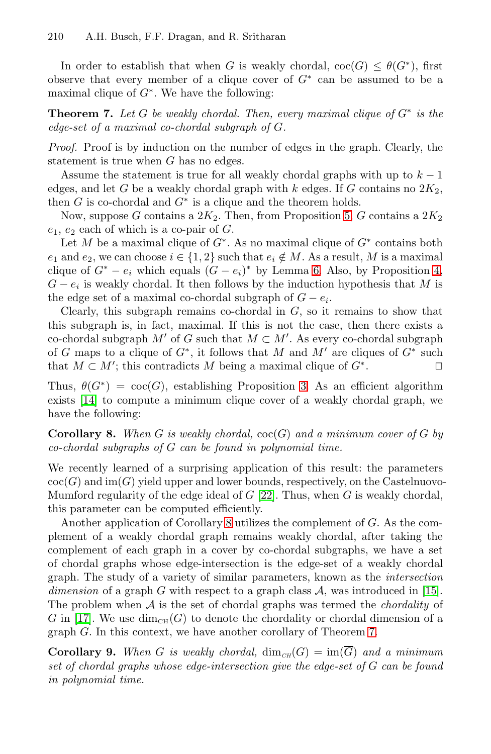In order to establish that when $G$ is weakly chordal, $\mathrm{coc}(G) \leq \theta(G^*)$, first observe that every member of a clique cover of $G^*$ can be assumed to be a maximal clique of $G^*$. We have the following:

**Theorem 7.** *Let $G$ be weakly chordal. Then, every maximal clique of $G^*$ is the edge-set of a maximal co-chordal subgraph of $G$.*

*Proof.* Proof is by induction on the number of edges in the graph. Clearly, the statement is true when $G$ has no edges.

Assume the statement is true for all weakly chordal graphs with up to $k-1$ edges, and let $G$ be a weakly chordal graph with $k$ edges. If $G$ contains no $2K_2$, then $G$ is co-chordal and $G^*$ is a clique and the theorem holds.

Now, suppose $G$ contains a $2K_2$. Then, from Proposition 5, $G$ contains a $2K_2$ $e_1$, $e_2$ each of which is a co-pair of $G$.

Let $M$ be a maximal clique of $G^*$. As no maximal clique of $G^*$ contains both $e_1$ and $e_2$, we can choose $i \in \{1, 2\}$ such that $e_i \notin M$. As a result, $M$ is a maximal clique of $G^* - e_i$ which equals $(G - e_i)^*$ by Lemma 6. Also, by Proposition 4, $G - e_i$ is weakly chordal. It then follows by the induction hypothesis that $M$ is the edge set of a maximal co-chordal subgraph of $G - e_i$.

Clearly, this subgraph remains co-chordal in $G$, so it remains to show that this subgraph is, in fact, maximal. If this is not the case, then there exists a co-chordal subgraph $M'$ of $G$ such that $M \subset M'$. As every co-chordal subgraph of $G$ maps to a clique of $G^*$, it follows that $M$ and $M'$ are cliques of $G^*$ such that $M \subset M'$; this contradicts $M$ being a maximal clique of $G^*$. □

Thus, $\theta(G^*) = \mathrm{coc}(G)$, establishing Proposition 3. As an efficient algorithm exists [14] to compute a minimum clique cover of a weakly chordal graph, we have the following:

**Corollary 8.** *When $G$ is weakly chordal, $\mathrm{coc}(G)$ and a minimum cover of $G$ by co-chordal subgraphs of $G$ can be found in polynomial time.*

We recently learned of a surprising application of this result: the parameters $\mathrm{coc}(G)$ and $\mathrm{im}(G)$ yield upper and lower bounds, respectively, on the Castelnuovo-Mumford regularity of the edge ideal of $G$ [22]. Thus, when $G$ is weakly chordal, this parameter can be computed efficiently.

Another application of Corollary 8 utilizes the complement of $G$. As the complement of a weakly chordal graph remains weakly chordal, after taking the complement of each graph in a cover by co-chordal subgraphs, we have a set of chordal graphs whose edge-intersection is the edge-set of a weakly chordal graph. The study of a variety of similar parameters, known as the *intersection dimension* of a graph $G$ with respect to a graph class $\mathcal{A}$, was introduced in [15]. The problem when $\mathcal{A}$ is the set of chordal graphs was termed the *chordality* of $G$ in [17]. We use $\dim_{\mathrm{CH}}(G)$ to denote the chordality or chordal dimension of a graph $G$. In this context, we have another corollary of Theorem 7.

**Corollary 9.** *When $G$ is weakly chordal, $\dim_{\mathrm{CH}}(G) = \mathrm{im}(\overline{G})$ and a minimum set of chordal graphs whose edge-intersection give the edge-set of $G$ can be found in polynomial time.*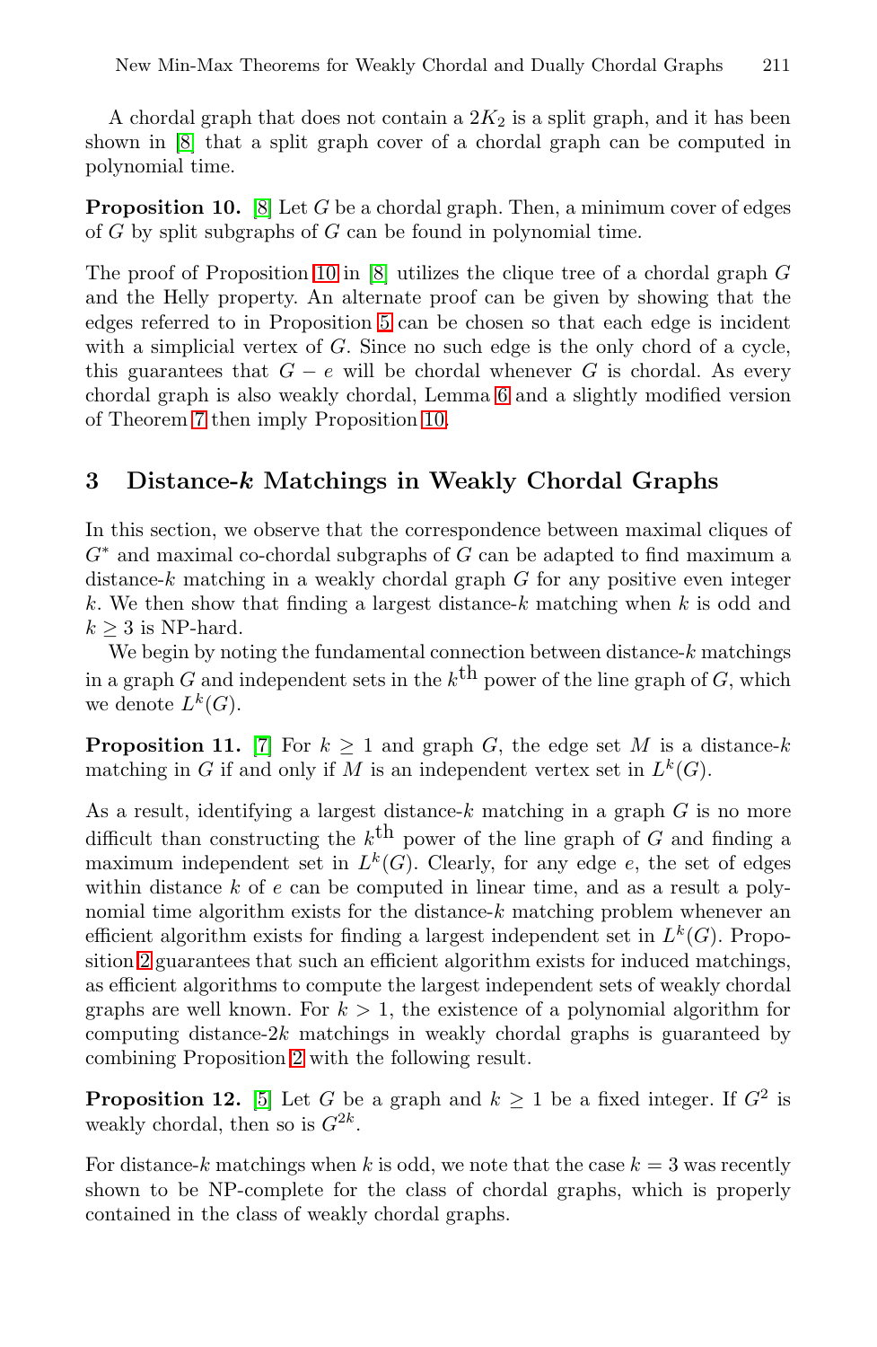A chordal graph that does not contain a $2K_2$ is a split graph, and it has been shown in [8] that a split graph cover of a chordal graph can be computed in polynomial time.

**Proposition 10.** [8] Let $G$ be a chordal graph. Then, a minimum cover of edges of $G$ by split subgraphs of $G$ can be found in polynomial time.

The proof of Proposition 10 in [8] utilizes the clique tree of a chordal graph $G$ and the Helly property. An alternate proof can be given by showing that the edges referred to in Proposition 5 can be chosen so that each edge is incident with a simplicial vertex of $G$. Since no such edge is the only chord of a cycle, this guarantees that $G - e$ will be chordal whenever $G$ is chordal. As every chordal graph is also weakly chordal, Lemma 6 and a slightly modified version of Theorem 7 then imply Proposition 10.

## 3 Distance-$k$ Matchings in Weakly Chordal Graphs

In this section, we observe that the correspondence between maximal cliques of $G^*$ and maximal co-chordal subgraphs of $G$ can be adapted to find maximum a distance-$k$ matching in a weakly chordal graph $G$ for any positive even integer $k$. We then show that finding a largest distance-$k$ matching when $k$ is odd and $k \geq 3$ is NP-hard.

We begin by noting the fundamental connection between distance-$k$ matchings in a graph $G$ and independent sets in the $k^{\text{th}}$ power of the line graph of $G$, which we denote $L^k(G)$.

**Proposition 11.** [7] For $k \geq 1$ and graph $G$, the edge set $M$ is a distance-$k$ matching in $G$ if and only if $M$ is an independent vertex set in $L^k(G)$.

As a result, identifying a largest distance-$k$ matching in a graph $G$ is no more difficult than constructing the $k^{\text{th}}$ power of the line graph of $G$ and finding a maximum independent set in $L^k(G)$. Clearly, for any edge $e$, the set of edges within distance $k$ of $e$ can be computed in linear time, and as a result a polynomial time algorithm exists for the distance-$k$ matching problem whenever an efficient algorithm exists for finding a largest independent set in $L^k(G)$. Proposition 2 guarantees that such an efficient algorithm exists for induced matchings, as efficient algorithms to compute the largest independent sets of weakly chordal graphs are well known. For $k > 1$, the existence of a polynomial algorithm for computing distance-$2k$ matchings in weakly chordal graphs is guaranteed by combining Proposition 2 with the following result.

**Proposition 12.** [5] Let $G$ be a graph and $k \geq 1$ be a fixed integer. If $G^2$ is weakly chordal, then so is $G^{2k}$.

For distance-$k$ matchings when $k$ is odd, we note that the case $k = 3$ was recently shown to be NP-complete for the class of chordal graphs, which is properly contained in the class of weakly chordal graphs.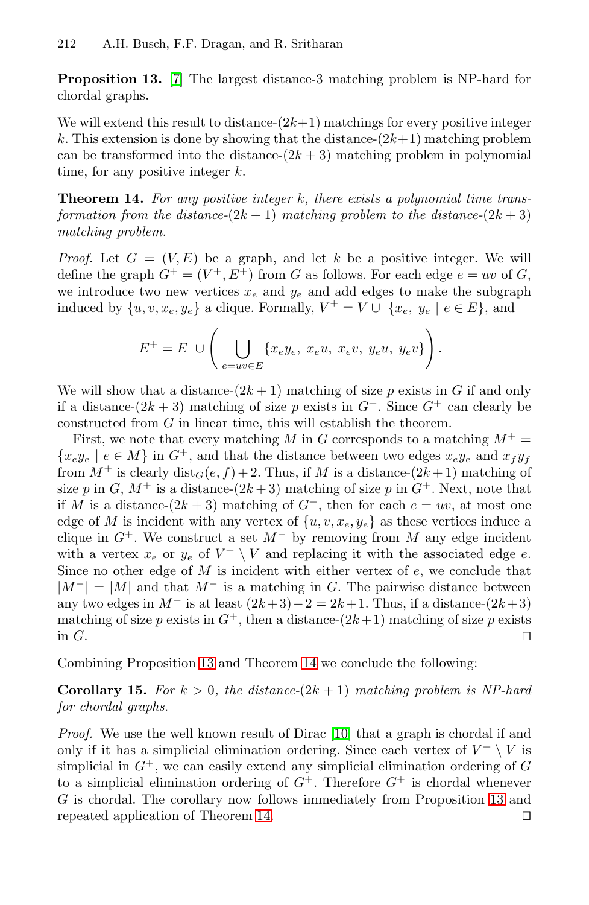**Proposition 13.** [7] The largest distance-3 matching problem is NP-hard for chordal graphs.

We will extend this result to distance-$(2k+1)$ matchings for every positive integer $k$. This extension is done by showing that the distance-$(2k+1)$ matching problem can be transformed into the distance-$(2k+3)$ matching problem in polynomial time, for any positive integer $k$.

**Theorem 14.** *For any positive integer $k$, there exists a polynomial time transformation from the distance-$(2k+1)$ matching problem to the distance-$(2k+3)$ matching problem.*

*Proof.* Let $G = (V, E)$ be a graph, and let $k$ be a positive integer. We will define the graph $G^+ = (V^+, E^+)$ from $G$ as follows. For each edge $e = uv$ of $G$, we introduce two new vertices $x_e$ and $y_e$ and add edges to make the subgraph induced by $\{u, v, x_e, y_e\}$ a clique. Formally, $V^+ = V \cup \{x_e, y_e \mid e \in E\}$, and

$$E^+ = E \cup \left( \bigcup_{e=uv \in E} \{x_e y_e,\ x_e u,\ x_e v,\ y_e u,\ y_e v\} \right).$$

We will show that a distance-$(2k+1)$ matching of size $p$ exists in $G$ if and only if a distance-$(2k+3)$ matching of size $p$ exists in $G^+$. Since $G^+$ can clearly be constructed from $G$ in linear time, this will establish the theorem.

First, we note that every matching $M$ in $G$ corresponds to a matching $M^+ = \{x_e y_e \mid e \in M\}$ in $G^+$, and that the distance between two edges $x_e y_e$ and $x_f y_f$ from $M^+$ is clearly $\text{dist}_G(e, f) + 2$. Thus, if $M$ is a distance-$(2k+1)$ matching of size $p$ in $G$, $M^+$ is a distance-$(2k+3)$ matching of size $p$ in $G^+$. Next, note that if $M$ is a distance-$(2k+3)$ matching of $G^+$, then for each $e = uv$, at most one edge of $M$ is incident with any vertex of $\{u, v, x_e, y_e\}$ as these vertices induce a clique in $G^+$. We construct a set $M^-$ by removing from $M$ any edge incident with a vertex $x_e$ or $y_e$ of $V^+ \setminus V$ and replacing it with the associated edge $e$. Since no other edge of $M$ is incident with either vertex of $e$, we conclude that $|M^-| = |M|$ and that $M^-$ is a matching in $G$. The pairwise distance between any two edges in $M^-$ is at least $(2k+3) - 2 = 2k+1$. Thus, if a distance-$(2k+3)$ matching of size $p$ exists in $G^+$, then a distance-$(2k+1)$ matching of size $p$ exists in $G$. ◻

Combining Proposition 13 and Theorem 14 we conclude the following:

**Corollary 15.** *For $k > 0$, the distance-$(2k+1)$ matching problem is NP-hard for chordal graphs.*

*Proof.* We use the well known result of Dirac [10] that a graph is chordal if and only if it has a simplicial elimination ordering. Since each vertex of $V^+ \setminus V$ is simplicial in $G^+$, we can easily extend any simplicial elimination ordering of $G$ to a simplicial elimination ordering of $G^+$. Therefore $G^+$ is chordal whenever $G$ is chordal. The corollary now follows immediately from Proposition 13 and repeated application of Theorem 14. ◻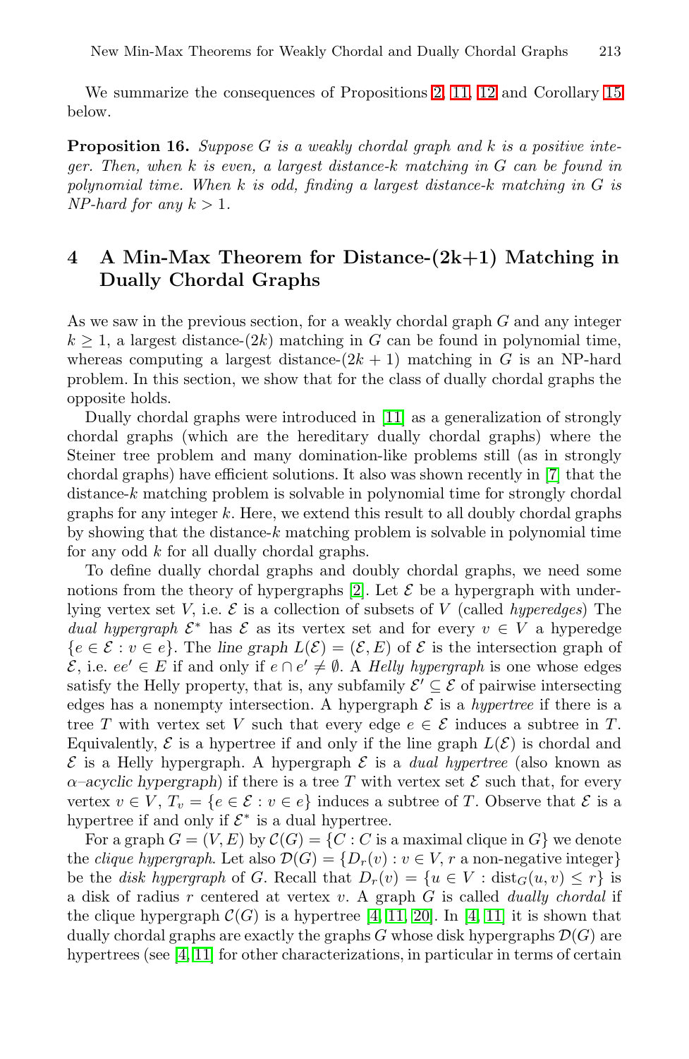We summarize the consequences of Propositions 2, 11, 12 and Corollary 15 below.

**Proposition 16.** *Suppose $G$ is a weakly chordal graph and $k$ is a positive integer. Then, when $k$ is even, a largest distance-$k$ matching in $G$ can be found in polynomial time. When $k$ is odd, finding a largest distance-$k$ matching in $G$ is NP-hard for any $k > 1$.*

## 4 A Min-Max Theorem for Distance-(2k+1) Matching in Dually Chordal Graphs

As we saw in the previous section, for a weakly chordal graph $G$ and any integer $k \geq 1$, a largest distance-$(2k)$ matching in $G$ can be found in polynomial time, whereas computing a largest distance-$(2k+1)$ matching in $G$ is an NP-hard problem. In this section, we show that for the class of dually chordal graphs the opposite holds.

Dually chordal graphs were introduced in [11] as a generalization of strongly chordal graphs (which are the hereditary dually chordal graphs) where the Steiner tree problem and many domination-like problems still (as in strongly chordal graphs) have efficient solutions. It also was shown recently in [7] that the distance-$k$ matching problem is solvable in polynomial time for strongly chordal graphs for any integer $k$. Here, we extend this result to all doubly chordal graphs by showing that the distance-$k$ matching problem is solvable in polynomial time for any odd $k$ for all dually chordal graphs.

To define dually chordal graphs and doubly chordal graphs, we need some notions from the theory of hypergraphs [2]. Let $\mathcal{E}$ be a hypergraph with underlying vertex set $V$, i.e. $\mathcal{E}$ is a collection of subsets of $V$ (called *hyperedges*) The *dual hypergraph* $\mathcal{E}^*$ has $\mathcal{E}$ as its vertex set and for every $v \in V$ a hyperedge $\{e \in \mathcal{E} : v \in e\}$. The *line graph* $L(\mathcal{E}) = (\mathcal{E}, E)$ of $\mathcal{E}$ is the intersection graph of $\mathcal{E}$, i.e. $ee' \in E$ if and only if $e \cap e' \neq \emptyset$. A *Helly hypergraph* is one whose edges satisfy the Helly property, that is, any subfamily $\mathcal{E}' \subseteq \mathcal{E}$ of pairwise intersecting edges has a nonempty intersection. A hypergraph $\mathcal{E}$ is a *hypertree* if there is a tree $T$ with vertex set $V$ such that every edge $e \in \mathcal{E}$ induces a subtree in $T$. Equivalently, $\mathcal{E}$ is a hypertree if and only if the line graph $L(\mathcal{E})$ is chordal and $\mathcal{E}$ is a Helly hypergraph. A hypergraph $\mathcal{E}$ is a *dual hypertree* (also known as *$\alpha$–acyclic hypergraph*) if there is a tree $T$ with vertex set $\mathcal{E}$ such that, for every vertex $v \in V$, $T_v = \{e \in \mathcal{E} : v \in e\}$ induces a subtree of $T$. Observe that $\mathcal{E}$ is a hypertree if and only if $\mathcal{E}^*$ is a dual hypertree.

For a graph $G = (V, E)$ by $\mathcal{C}(G) = \{C : C \text{ is a maximal clique in } G\}$ we denote the *clique hypergraph*. Let also $\mathcal{D}(G) = \{D_r(v) : v \in V, r \text{ a non-negative integer}\}$ be the *disk hypergraph* of $G$. Recall that $D_r(v) = \{u \in V : \text{dist}_G(u, v) \leq r\}$ is a disk of radius $r$ centered at vertex $v$. A graph $G$ is called *dually chordal* if the clique hypergraph $\mathcal{C}(G)$ is a hypertree [4, 11, 20]. In [4, 11] it is shown that dually chordal graphs are exactly the graphs $G$ whose disk hypergraphs $\mathcal{D}(G)$ are hypertrees (see [4, 11] for other characterizations, in particular in terms of certain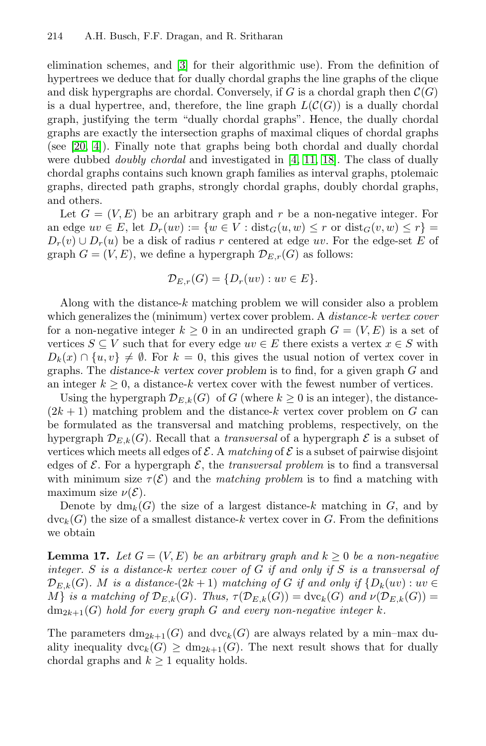elimination schemes, and [3] for their algorithmic use). From the definition of hypertrees we deduce that for dually chordal graphs the line graphs of the clique and disk hypergraphs are chordal. Conversely, if $G$ is a chordal graph then $\mathcal{C}(G)$ is a dual hypertree, and, therefore, the line graph $L(\mathcal{C}(G))$ is a dually chordal graph, justifying the term "dually chordal graphs". Hence, the dually chordal graphs are exactly the intersection graphs of maximal cliques of chordal graphs (see [20, 4]). Finally note that graphs being both chordal and dually chordal were dubbed *doubly chordal* and investigated in [4, 11, 18]. The class of dually chordal graphs contains such known graph families as interval graphs, ptolemaic graphs, directed path graphs, strongly chordal graphs, doubly chordal graphs, and others.

Let $G = (V, E)$ be an arbitrary graph and $r$ be a non-negative integer. For an edge $uv \in E$, let $D_r(uv) := \{w \in V : \text{dist}_G(u, w) \leq r \text{ or } \text{dist}_G(v, w) \leq r\} = D_r(v) \cup D_r(u)$ be a disk of radius $r$ centered at edge $uv$. For the edge-set $E$ of graph $G = (V, E)$, we define a hypergraph $\mathcal{D}_{E,r}(G)$ as follows:

$$\mathcal{D}_{E,r}(G) = \{D_r(uv) : uv \in E\}.$$

Along with the distance-$k$ matching problem we will consider also a problem which generalizes the (minimum) vertex cover problem. A *distance-$k$ vertex cover* for a non-negative integer $k \geq 0$ in an undirected graph $G = (V, E)$ is a set of vertices $S \subseteq V$ such that for every edge $uv \in E$ there exists a vertex $x \in S$ with $D_k(x) \cap \{u, v\} \neq \emptyset$. For $k = 0$, this gives the usual notion of vertex cover in graphs. The *distance-$k$ vertex cover problem* is to find, for a given graph $G$ and an integer $k \geq 0$, a distance-$k$ vertex cover with the fewest number of vertices.

Using the hypergraph $\mathcal{D}_{E,k}(G)$ of $G$ (where $k \geq 0$ is an integer), the distance-$(2k + 1)$ matching problem and the distance-$k$ vertex cover problem on $G$ can be formulated as the transversal and matching problems, respectively, on the hypergraph $\mathcal{D}_{E,k}(G)$. Recall that a *transversal* of a hypergraph $\mathcal{E}$ is a subset of vertices which meets all edges of $\mathcal{E}$. A *matching* of $\mathcal{E}$ is a subset of pairwise disjoint edges of $\mathcal{E}$. For a hypergraph $\mathcal{E}$, the *transversal problem* is to find a transversal with minimum size $\tau(\mathcal{E})$ and the *matching problem* is to find a matching with maximum size $\nu(\mathcal{E})$.

Denote by $\text{dm}_k(G)$ the size of a largest distance-$k$ matching in $G$, and by $\text{dvc}_k(G)$ the size of a smallest distance-$k$ vertex cover in $G$. From the definitions we obtain

**Lemma 17.** *Let $G = (V, E)$ be an arbitrary graph and $k \geq 0$ be a non-negative integer. $S$ is a distance-$k$ vertex cover of $G$ if and only if $S$ is a transversal of $\mathcal{D}_{E,k}(G)$. $M$ is a distance-$(2k+1)$ matching of $G$ if and only if $\{D_k(uv) : uv \in M\}$ is a matching of $\mathcal{D}_{E,k}(G)$. Thus, $\tau(\mathcal{D}_{E,k}(G)) = \text{dvc}_k(G)$ and $\nu(\mathcal{D}_{E,k}(G)) = \text{dm}_{2k+1}(G)$ hold for every graph $G$ and every non-negative integer $k$.*

The parameters $\text{dm}_{2k+1}(G)$ and $\text{dvc}_k(G)$ are always related by a min–max duality inequality $\text{dvc}_k(G) \geq \text{dm}_{2k+1}(G)$. The next result shows that for dually chordal graphs and $k \geq 1$ equality holds.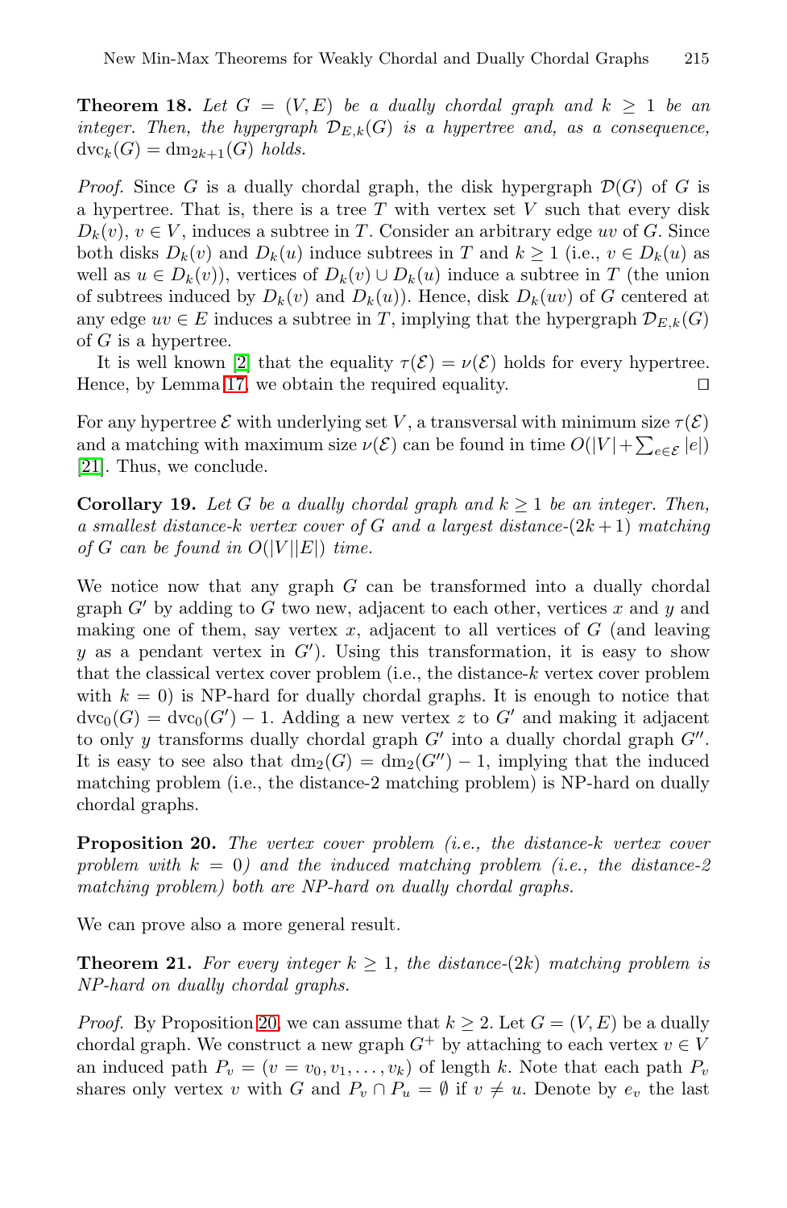**Theorem 18.** *Let $G = (V, E)$ be a dually chordal graph and $k \geq 1$ be an integer. Then, the hypergraph $\mathcal{D}_{E,k}(G)$ is a hypertree and, as a consequence, $\mathrm{dvc}_k(G) = \mathrm{dm}_{2k+1}(G)$ holds.*

*Proof.* Since $G$ is a dually chordal graph, the disk hypergraph $\mathcal{D}(G)$ of $G$ is a hypertree. That is, there is a tree $T$ with vertex set $V$ such that every disk $D_k(v)$, $v \in V$, induces a subtree in $T$. Consider an arbitrary edge $uv$ of $G$. Since both disks $D_k(v)$ and $D_k(u)$ induce subtrees in $T$ and $k \geq 1$ (i.e., $v \in D_k(u)$ as well as $u \in D_k(v)$), vertices of $D_k(v) \cup D_k(u)$ induce a subtree in $T$ (the union of subtrees induced by $D_k(v)$ and $D_k(u)$). Hence, disk $D_k(uv)$ of $G$ centered at any edge $uv \in E$ induces a subtree in $T$, implying that the hypergraph $\mathcal{D}_{E,k}(G)$ of $G$ is a hypertree.

It is well known [2] that the equality $\tau(\mathcal{E}) = \nu(\mathcal{E})$ holds for every hypertree. Hence, by Lemma 17, we obtain the required equality. □

For any hypertree $\mathcal{E}$ with underlying set $V$, a transversal with minimum size $\tau(\mathcal{E})$ and a matching with maximum size $\nu(\mathcal{E})$ can be found in time $O(|V| + \sum_{e \in \mathcal{E}} |e|)$ [21]. Thus, we conclude.

**Corollary 19.** *Let $G$ be a dually chordal graph and $k \geq 1$ be an integer. Then, a smallest distance-$k$ vertex cover of $G$ and a largest distance-$(2k+1)$ matching of $G$ can be found in $O(|V||E|)$ time.*

We notice now that any graph $G$ can be transformed into a dually chordal graph $G'$ by adding to $G$ two new, adjacent to each other, vertices $x$ and $y$ and making one of them, say vertex $x$, adjacent to all vertices of $G$ (and leaving $y$ as a pendant vertex in $G'$). Using this transformation, it is easy to show that the classical vertex cover problem (i.e., the distance-$k$ vertex cover problem with $k = 0$) is NP-hard for dually chordal graphs. It is enough to notice that $\mathrm{dvc}_0(G) = \mathrm{dvc}_0(G') - 1$. Adding a new vertex $z$ to $G'$ and making it adjacent to only $y$ transforms dually chordal graph $G'$ into a dually chordal graph $G''$. It is easy to see also that $\mathrm{dm}_2(G) = \mathrm{dm}_2(G'') - 1$, implying that the induced matching problem (i.e., the distance-2 matching problem) is NP-hard on dually chordal graphs.

**Proposition 20.** *The vertex cover problem (i.e., the distance-$k$ vertex cover problem with $k = 0$) and the induced matching problem (i.e., the distance-2 matching problem) both are NP-hard on dually chordal graphs.*

We can prove also a more general result.

**Theorem 21.** *For every integer $k \geq 1$, the distance-$(2k)$ matching problem is NP-hard on dually chordal graphs.*

*Proof.* By Proposition 20, we can assume that $k \geq 2$. Let $G = (V, E)$ be a dually chordal graph. We construct a new graph $G^+$ by attaching to each vertex $v \in V$ an induced path $P_v = (v = v_0, v_1, \ldots, v_k)$ of length $k$. Note that each path $P_v$ shares only vertex $v$ with $G$ and $P_v \cap P_u = \emptyset$ if $v \neq u$. Denote by $e_v$ the last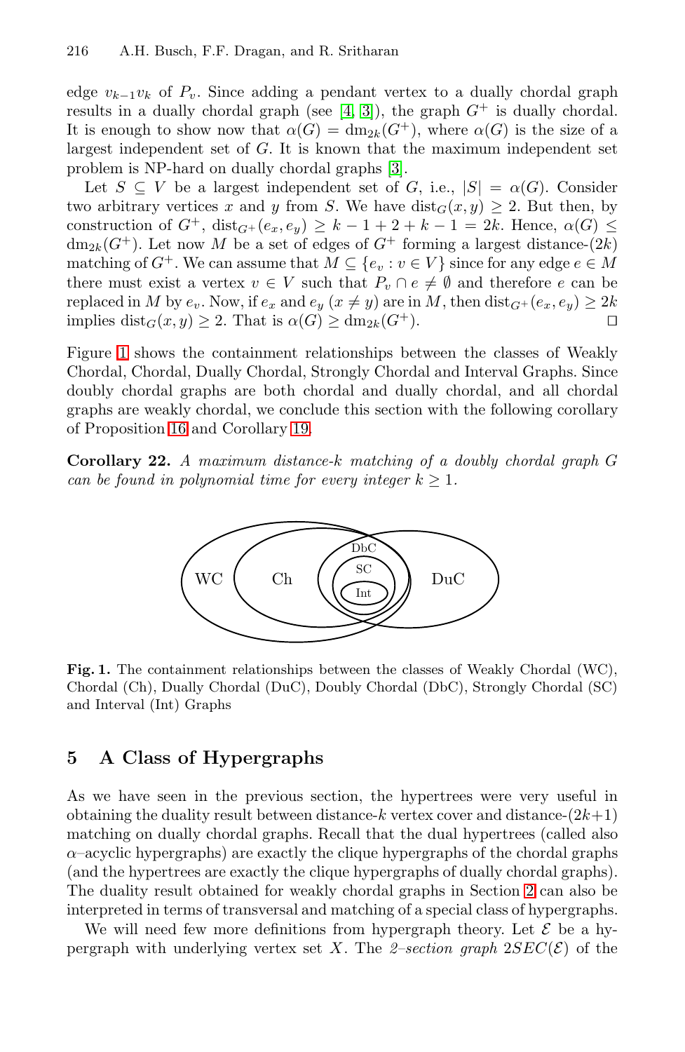edge $v_{k-1}v_k$ of $P_v$. Since adding a pendant vertex to a dually chordal graph results in a dually chordal graph (see [4, 3]), the graph $G^+$ is dually chordal. It is enough to show now that $\alpha(G) = \text{dm}_{2k}(G^+)$, where $\alpha(G)$ is the size of a largest independent set of $G$. It is known that the maximum independent set problem is NP-hard on dually chordal graphs [3].

Let $S \subseteq V$ be a largest independent set of $G$, i.e., $|S| = \alpha(G)$. Consider two arbitrary vertices $x$ and $y$ from $S$. We have $\text{dist}_G(x, y) \geq 2$. But then, by construction of $G^+$, $\text{dist}_{G^+}(e_x, e_y) \geq k - 1 + 2 + k - 1 = 2k$. Hence, $\alpha(G) \leq \text{dm}_{2k}(G^+)$. Let now $M$ be a set of edges of $G^+$ forming a largest distance-$(2k)$ matching of $G^+$. We can assume that $M \subseteq \{e_v : v \in V\}$ since for any edge $e \in M$ there must exist a vertex $v \in V$ such that $P_v \cap e \neq \emptyset$ and therefore $e$ can be replaced in $M$ by $e_v$. Now, if $e_x$ and $e_y$ $(x \neq y)$ are in $M$, then $\text{dist}_{G^+}(e_x, e_y) \geq 2k$ implies $\text{dist}_G(x, y) \geq 2$. That is $\alpha(G) \geq \text{dm}_{2k}(G^+)$. □

Figure 1 shows the containment relationships between the classes of Weakly Chordal, Chordal, Dually Chordal, Strongly Chordal and Interval Graphs. Since doubly chordal graphs are both chordal and dually chordal, and all chordal graphs are weakly chordal, we conclude this section with the following corollary of Proposition 16 and Corollary 19.

**Corollary 22.** *A maximum distance-$k$ matching of a doubly chordal graph $G$ can be found in polynomial time for every integer $k \geq 1$.*

**Fig. 1.** The containment relationships between the classes of Weakly Chordal (WC), Chordal (Ch), Dually Chordal (DuC), Doubly Chordal (DbC), Strongly Chordal (SC) and Interval (Int) Graphs

## 5 A Class of Hypergraphs

As we have seen in the previous section, the hypertrees were very useful in obtaining the duality result between distance-$k$ vertex cover and distance-$(2k+1)$ matching on dually chordal graphs. Recall that the dual hypertrees (called also $\alpha$–acyclic hypergraphs) are exactly the clique hypergraphs of the chordal graphs (and the hypertrees are exactly the clique hypergraphs of dually chordal graphs). The duality result obtained for weakly chordal graphs in Section 2 can also be interpreted in terms of transversal and matching of a special class of hypergraphs.

We will need few more definitions from hypergraph theory. Let $\mathcal{E}$ be a hypergraph with underlying vertex set $X$. The *2–section graph* $2SEC(\mathcal{E})$ of the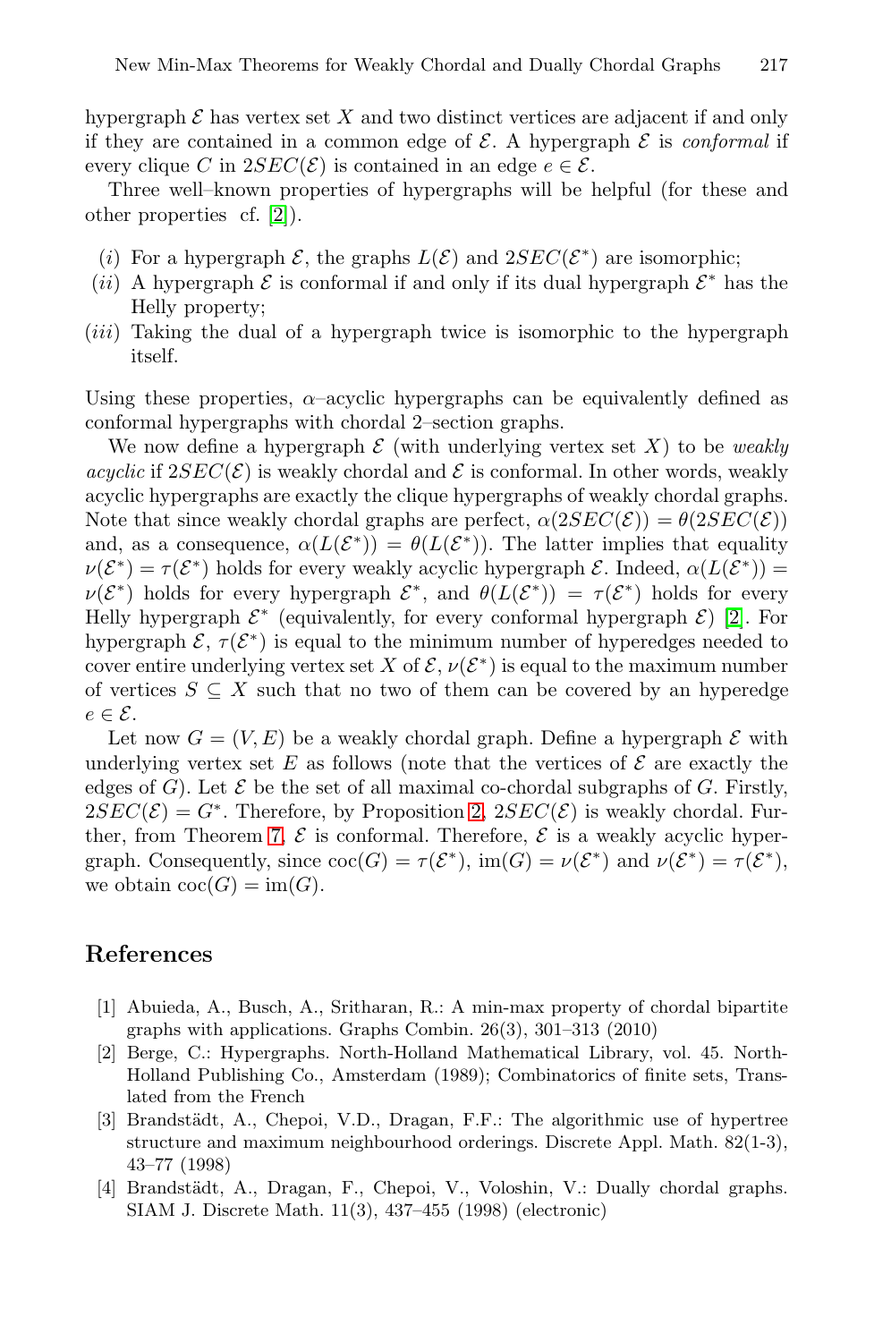hypergraph $\mathcal{E}$ has vertex set $X$ and two distinct vertices are adjacent if and only if they are contained in a common edge of $\mathcal{E}$. A hypergraph $\mathcal{E}$ is *conformal* if every clique $C$ in $2SEC(\mathcal{E})$ is contained in an edge $e \in \mathcal{E}$.

Three well–known properties of hypergraphs will be helpful (for these and other properties cf. [2]).

- $(i)$ For a hypergraph $\mathcal{E}$, the graphs $L(\mathcal{E})$ and $2SEC(\mathcal{E}^*)$ are isomorphic;
- $(ii)$ A hypergraph $\mathcal{E}$ is conformal if and only if its dual hypergraph $\mathcal{E}^*$ has the Helly property;
- $(iii)$ Taking the dual of a hypergraph twice is isomorphic to the hypergraph itself.

Using these properties, $\alpha$–acyclic hypergraphs can be equivalently defined as conformal hypergraphs with chordal 2–section graphs.

We now define a hypergraph $\mathcal{E}$ (with underlying vertex set $X$) to be *weakly acyclic* if $2SEC(\mathcal{E})$ is weakly chordal and $\mathcal{E}$ is conformal. In other words, weakly acyclic hypergraphs are exactly the clique hypergraphs of weakly chordal graphs. Note that since weakly chordal graphs are perfect, $\alpha(2SEC(\mathcal{E})) = \theta(2SEC(\mathcal{E}))$ and, as a consequence, $\alpha(L(\mathcal{E}^*)) = \theta(L(\mathcal{E}^*))$. The latter implies that equality $\nu(\mathcal{E}^*) = \tau(\mathcal{E}^*)$ holds for every weakly acyclic hypergraph $\mathcal{E}$. Indeed, $\alpha(L(\mathcal{E}^*)) = \nu(\mathcal{E}^*)$ holds for every hypergraph $\mathcal{E}^*$, and $\theta(L(\mathcal{E}^*)) = \tau(\mathcal{E}^*)$ holds for every Helly hypergraph $\mathcal{E}^*$ (equivalently, for every conformal hypergraph $\mathcal{E}$) [2]. For hypergraph $\mathcal{E}$, $\tau(\mathcal{E}^*)$ is equal to the minimum number of hyperedges needed to cover entire underlying vertex set $X$ of $\mathcal{E}$, $\nu(\mathcal{E}^*)$ is equal to the maximum number of vertices $S \subseteq X$ such that no two of them can be covered by an hyperedge $e \in \mathcal{E}$.

Let now $G = (V, E)$ be a weakly chordal graph. Define a hypergraph $\mathcal{E}$ with underlying vertex set $E$ as follows (note that the vertices of $\mathcal{E}$ are exactly the edges of $G$). Let $\mathcal{E}$ be the set of all maximal co-chordal subgraphs of $G$. Firstly, $2SEC(\mathcal{E}) = G^*$. Therefore, by Proposition 2, $2SEC(\mathcal{E})$ is weakly chordal. Further, from Theorem 7, $\mathcal{E}$ is conformal. Therefore, $\mathcal{E}$ is a weakly acyclic hypergraph. Consequently, since $\text{coc}(G) = \tau(\mathcal{E}^*)$, $\text{im}(G) = \nu(\mathcal{E}^*)$ and $\nu(\mathcal{E}^*) = \tau(\mathcal{E}^*)$, we obtain $\text{coc}(G) = \text{im}(G)$.

## References

1. Abuieda, A., Busch, A., Sritharan, R.: A min-max property of chordal bipartite graphs with applications. Graphs Combin. 26(3), 301–313 (2010)
2. Berge, C.: Hypergraphs. North-Holland Mathematical Library, vol. 45. North-Holland Publishing Co., Amsterdam (1989); Combinatorics of finite sets, Translated from the French
3. Brandstädt, A., Chepoi, V.D., Dragan, F.F.: The algorithmic use of hypertree structure and maximum neighbourhood orderings. Discrete Appl. Math. 82(1-3), 43–77 (1998)
4. Brandstädt, A., Dragan, F., Chepoi, V., Voloshin, V.: Dually chordal graphs. SIAM J. Discrete Math. 11(3), 437–455 (1998) (electronic)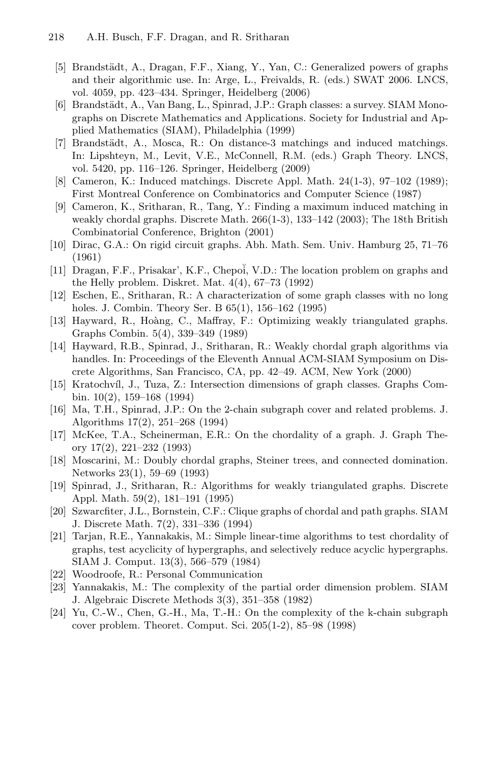[5] Brandstädt, A., Dragan, F.F., Xiang, Y., Yan, C.: Generalized powers of graphs and their algorithmic use. In: Arge, L., Freivalds, R. (eds.) SWAT 2006. LNCS, vol. 4059, pp. 423–434. Springer, Heidelberg (2006)

[6] Brandstädt, A., Van Bang, L., Spinrad, J.P.: Graph classes: a survey. SIAM Monographs on Discrete Mathematics and Applications. Society for Industrial and Applied Mathematics (SIAM), Philadelphia (1999)

[7] Brandstädt, A., Mosca, R.: On distance-3 matchings and induced matchings. In: Lipshteyn, M., Levit, V.E., McConnell, R.M. (eds.) Graph Theory. LNCS, vol. 5420, pp. 116–126. Springer, Heidelberg (2009)

[8] Cameron, K.: Induced matchings. Discrete Appl. Math. 24(1-3), 97–102 (1989); First Montreal Conference on Combinatorics and Computer Science (1987)

[9] Cameron, K., Sritharan, R., Tang, Y.: Finding a maximum induced matching in weakly chordal graphs. Discrete Math. 266(1-3), 133–142 (2003); The 18th British Combinatorial Conference, Brighton (2001)

[10] Dirac, G.A.: On rigid circuit graphs. Abh. Math. Sem. Univ. Hamburg 25, 71–76 (1961)

[11] Dragan, F.F., Prisakar', K.F., Chepoĭ, V.D.: The location problem on graphs and the Helly problem. Diskret. Mat. 4(4), 67–73 (1992)

[12] Eschen, E., Sritharan, R.: A characterization of some graph classes with no long holes. J. Combin. Theory Ser. B 65(1), 156–162 (1995)

[13] Hayward, R., Hoàng, C., Maffray, F.: Optimizing weakly triangulated graphs. Graphs Combin. 5(4), 339–349 (1989)

[14] Hayward, R.B., Spinrad, J., Sritharan, R.: Weakly chordal graph algorithms via handles. In: Proceedings of the Eleventh Annual ACM-SIAM Symposium on Discrete Algorithms, San Francisco, CA, pp. 42–49. ACM, New York (2000)

[15] Kratochvíl, J., Tuza, Z.: Intersection dimensions of graph classes. Graphs Combin. 10(2), 159–168 (1994)

[16] Ma, T.H., Spinrad, J.P.: On the 2-chain subgraph cover and related problems. J. Algorithms 17(2), 251–268 (1994)

[17] McKee, T.A., Scheinerman, E.R.: On the chordality of a graph. J. Graph Theory 17(2), 221–232 (1993)

[18] Moscarini, M.: Doubly chordal graphs, Steiner trees, and connected domination. Networks 23(1), 59–69 (1993)

[19] Spinrad, J., Sritharan, R.: Algorithms for weakly triangulated graphs. Discrete Appl. Math. 59(2), 181–191 (1995)

[20] Szwarcfiter, J.L., Bornstein, C.F.: Clique graphs of chordal and path graphs. SIAM J. Discrete Math. 7(2), 331–336 (1994)

[21] Tarjan, R.E., Yannakakis, M.: Simple linear-time algorithms to test chordality of graphs, test acyclicity of hypergraphs, and selectively reduce acyclic hypergraphs. SIAM J. Comput. 13(3), 566–579 (1984)

[22] Woodroofe, R.: Personal Communication

[23] Yannakakis, M.: The complexity of the partial order dimension problem. SIAM J. Algebraic Discrete Methods 3(3), 351–358 (1982)

[24] Yu, C.-W., Chen, G.-H., Ma, T.-H.: On the complexity of the k-chain subgraph cover problem. Theoret. Comput. Sci. 205(1-2), 85–98 (1998)